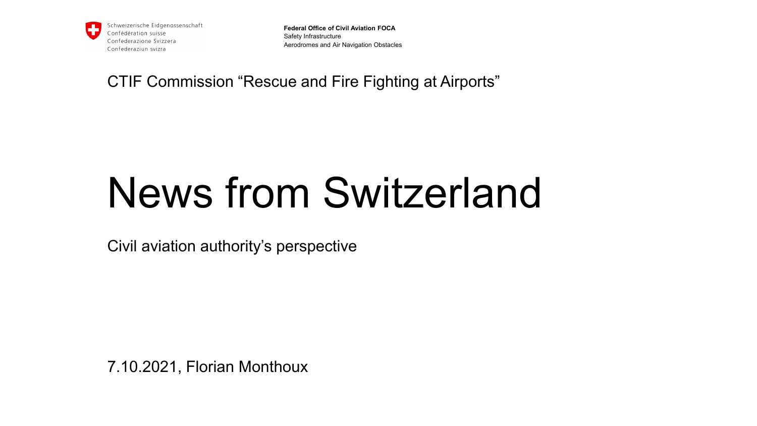Schweizerische Eidgenossenschaft
Confédération suisse
Confederazione Svizzera
Confederaziun svizra

**Federal Office of Civil Aviation FOCA**
Safety Infrastructure
Aerodromes and Air Navigation Obstacles

CTIF Commission “Rescue and Fire Fighting at Airports”

# News from Switzerland

Civil aviation authority’s perspective

7.10.2021, Florian Monthoux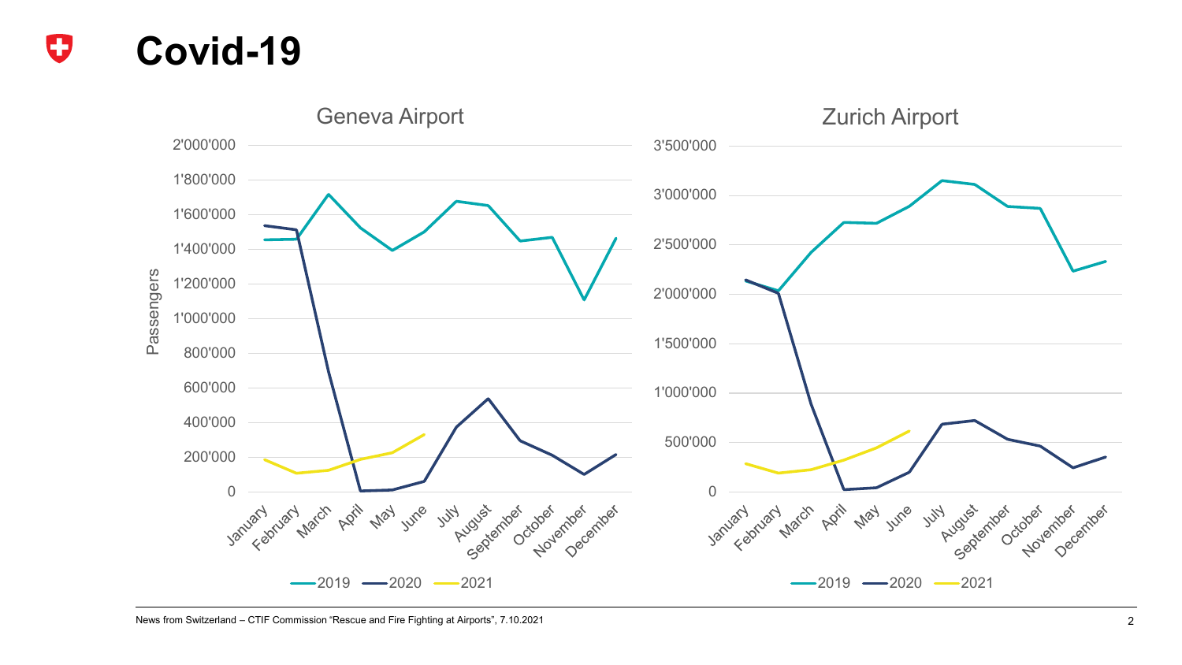# Covid-19

Geneva Airport

Passengers

2'000'000
1'800'000
1'600'000
1'400'000
1'200'000
1'000'000
800'000
600'000
400'000
200'000
0

January February March April May June July August September October November December

2019 2020 2021

Zurich Airport

3'500'000
3'000'000
2'500'000
2'000'000
1'500'000
1'000'000
500'000
0

January February March April May June July August September October November December

2019 2020 2021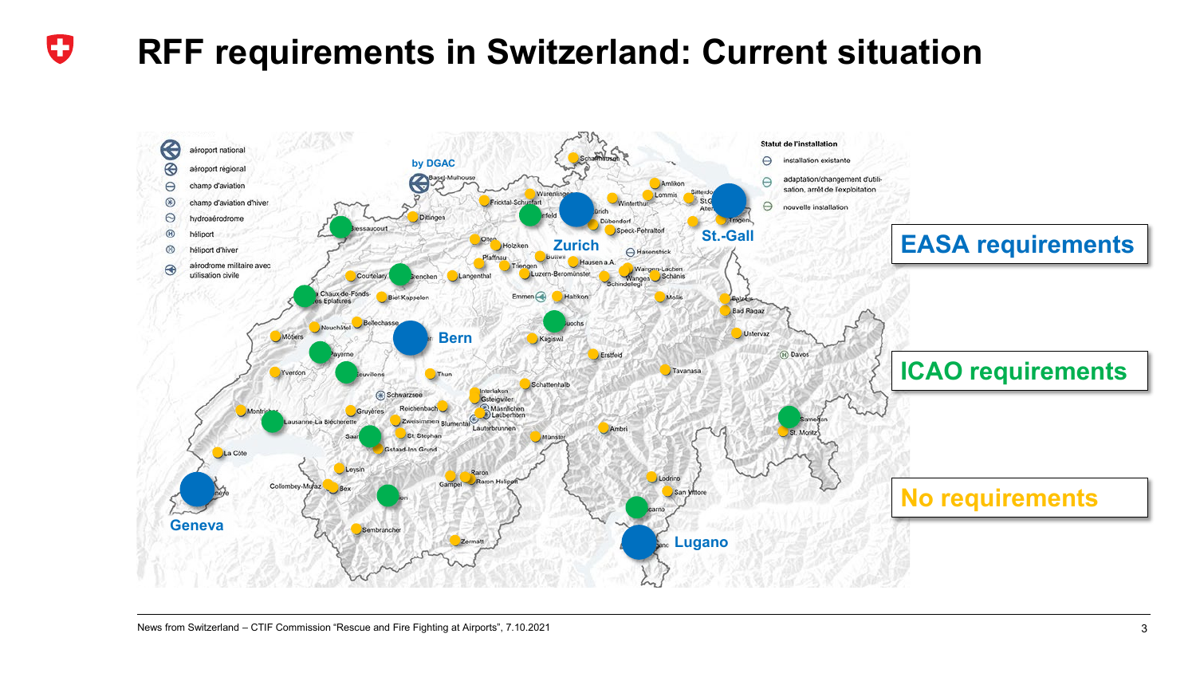# RFF requirements in Switzerland: Current situation

aéroport national
aéroport régional
champ d'aviation
champ d'aviation d'hiver
hydroaérodrome
héliport
héliport d'hiver
aérodrome militaire avec utilisation civile

Statut de l'installation
installation existante
adaptation/changement d'utilisation, arrêt de l'exploitation
nouvelle installation

by DGAC

Zurich

St.-Gall

Bern

Geneva

Lugano

EASA requirements

ICAO requirements

No requirements

News from Switzerland – CTIF Commission "Rescue and Fire Fighting at Airports", 7.10.2021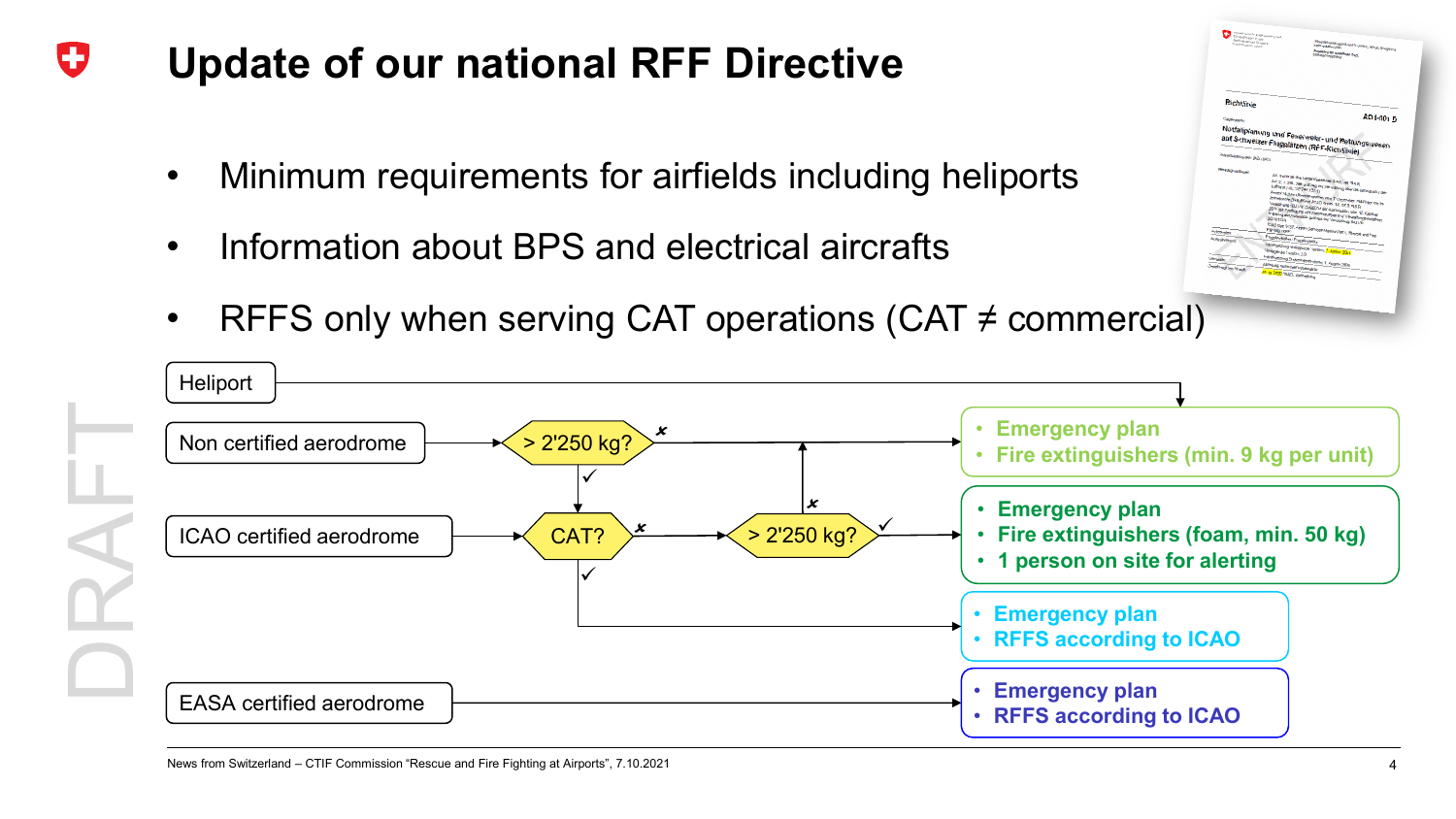# Update of our national RFF Directive

- Minimum requirements for airfields including heliports
- Information about BPS and electrical aircrafts
- RFFS only when serving CAT operations (CAT ≠ commercial)

DRAFT

Heliport

Non certified aerodrome → > 2'250 kg?

ICAO certified aerodrome → CAT? → > 2'250 kg?

EASA certified aerodrome

- Emergency plan
- Fire extinguishers (min. 9 kg per unit)

- Emergency plan
- Fire extinguishers (foam, min. 50 kg)
- 1 person on site for alerting

- Emergency plan
- RFFS according to ICAO

- Emergency plan
- RFFS according to ICAO

News from Switzerland – CTIF Commission "Rescue and Fire Fighting at Airports", 7.10.2021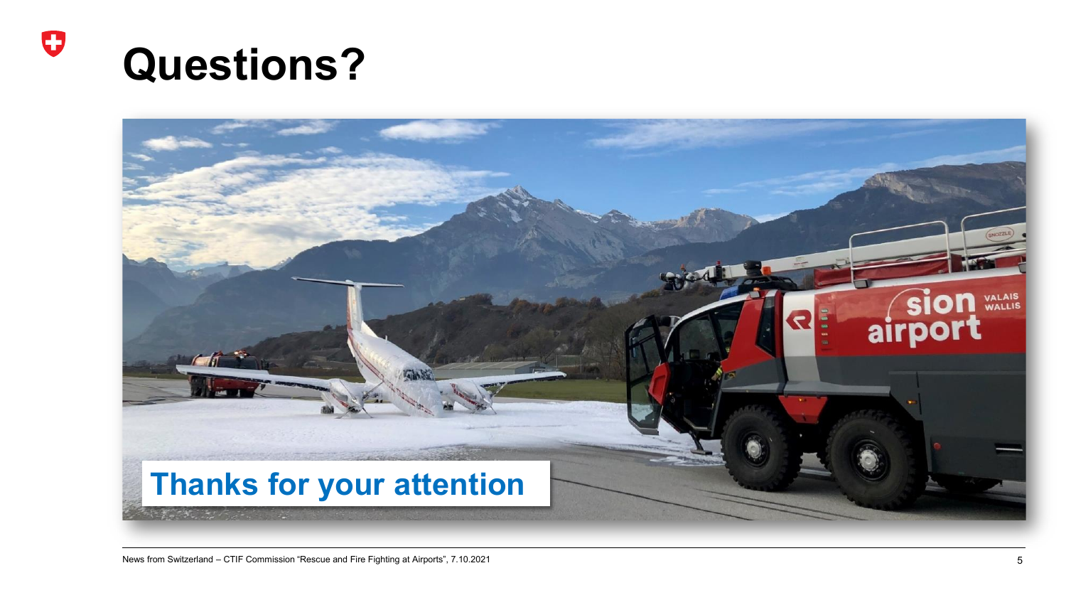# Questions?

Thanks for your attention